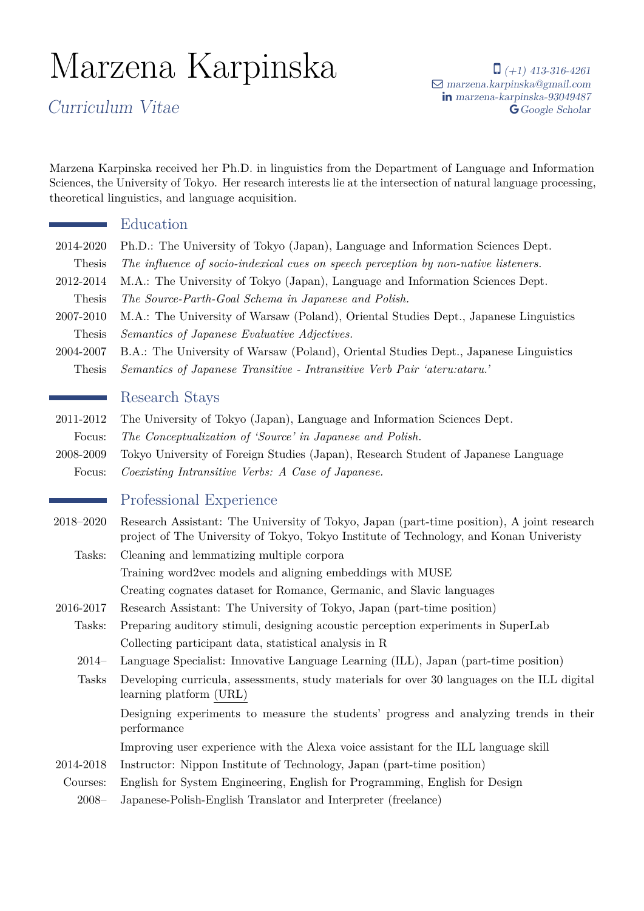# Marzena Karpinska

*Curriculum Vitae*

*(+1) 413-316-4261*
*marzena.karpinska@gmail.com*
*marzena-karpinska-93049487*
*Google Scholar*

Marzena Karpinska received her Ph.D. in linguistics from the Department of Language and Information Sciences, the University of Tokyo. Her research interests lie at the intersection of natural language processing, theoretical linguistics, and language acquisition.

## Education

**2014-2020** Ph.D.: The University of Tokyo (Japan), Language and Information Sciences Dept.
Thesis: *The influence of socio-indexical cues on speech perception by non-native listeners.*

**2012-2014** M.A.: The University of Tokyo (Japan), Language and Information Sciences Dept.
Thesis: *The Source-Parth-Goal Schema in Japanese and Polish.*

**2007-2010** M.A.: The University of Warsaw (Poland), Oriental Studies Dept., Japanese Linguistics
Thesis: *Semantics of Japanese Evaluative Adjectives.*

**2004-2007** B.A.: The University of Warsaw (Poland), Oriental Studies Dept., Japanese Linguistics
Thesis: *Semantics of Japanese Transitive - Intransitive Verb Pair 'ateru:ataru.'*

## Research Stays

**2011-2012** The University of Tokyo (Japan), Language and Information Sciences Dept.
Focus: *The Conceptualization of 'Source' in Japanese and Polish.*

**2008-2009** Tokyo University of Foreign Studies (Japan), Research Student of Japanese Language
Focus: *Coexisting Intransitive Verbs: A Case of Japanese.*

## Professional Experience

**2018–2020** Research Assistant: The University of Tokyo, Japan (part-time position), A joint research project of The University of Tokyo, Tokyo Institute of Technology, and Konan Univeristy
Tasks:
- Cleaning and lemmatizing multiple corpora
- Training word2vec models and aligning embeddings with MUSE
- Creating cognates dataset for Romance, Germanic, and Slavic languages

**2016-2017** Research Assistant: The University of Tokyo, Japan (part-time position)
Tasks:
- Preparing auditory stimuli, designing acoustic perception experiments in SuperLab
- Collecting participant data, statistical analysis in R

**2014–** Language Specialist: Innovative Language Learning (ILL), Japan (part-time position)
Tasks:
- Developing curricula, assessments, study materials for over 30 languages on the ILL digital learning platform (URL)
- Designing experiments to measure the students' progress and analyzing trends in their performance
- Improving user experience with the Alexa voice assistant for the ILL language skill

**2014-2018** Instructor: Nippon Institute of Technology, Japan (part-time position)
Courses: English for System Engineering, English for Programming, English for Design

**2008–** Japanese-Polish-English Translator and Interpreter (freelance)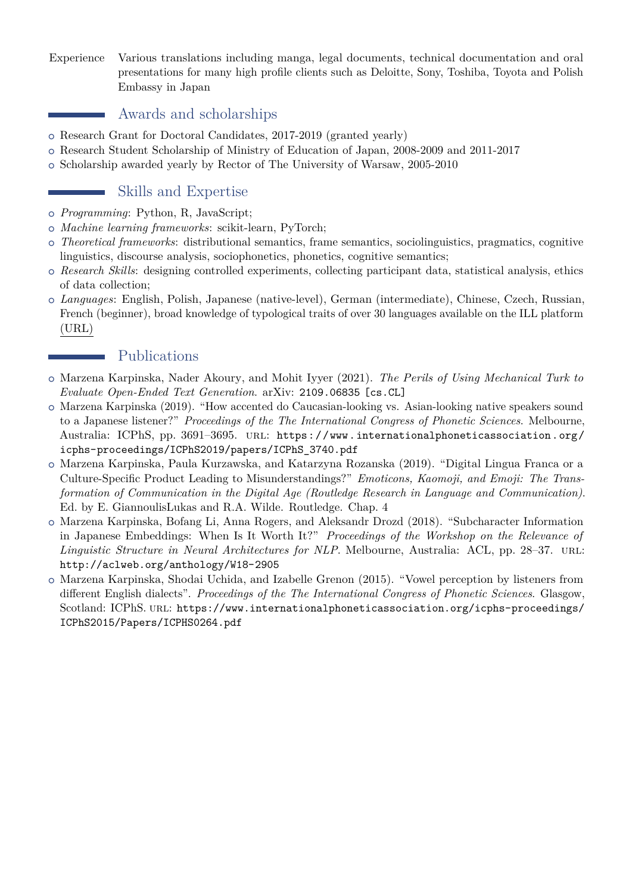Experience — Various translations including manga, legal documents, technical documentation and oral presentations for many high profile clients such as Deloitte, Sony, Toshiba, Toyota and Polish Embassy in Japan

## Awards and scholarships

- Research Grant for Doctoral Candidates, 2017-2019 (granted yearly)
- Research Student Scholarship of Ministry of Education of Japan, 2008-2009 and 2011-2017
- Scholarship awarded yearly by Rector of The University of Warsaw, 2005-2010

## Skills and Expertise

- *Programming*: Python, R, JavaScript;
- *Machine learning frameworks*: scikit-learn, PyTorch;
- *Theoretical frameworks*: distributional semantics, frame semantics, sociolinguistics, pragmatics, cognitive linguistics, discourse analysis, sociophonetics, phonetics, cognitive semantics;
- *Research Skills*: designing controlled experiments, collecting participant data, statistical analysis, ethics of data collection;
- *Languages*: English, Polish, Japanese (native-level), German (intermediate), Chinese, Czech, Russian, French (beginner), broad knowledge of typological traits of over 30 languages available on the ILL platform (URL)

## Publications

- Marzena Karpinska, Nader Akoury, and Mohit Iyyer (2021). *The Perils of Using Mechanical Turk to Evaluate Open-Ended Text Generation*. arXiv: `2109.06835 [cs.CL]`
- Marzena Karpinska (2019). "How accented do Caucasian-looking vs. Asian-looking native speakers sound to a Japanese listener?" *Proceedings of the The International Congress of Phonetic Sciences*. Melbourne, Australia: ICPhS, pp. 3691–3695. URL: `https://www.internationalphoneticassociation.org/icphs-proceedings/ICPhS2019/papers/ICPhS_3740.pdf`
- Marzena Karpinska, Paula Kurzawska, and Katarzyna Rozanska (2019). "Digital Lingua Franca or a Culture-Specific Product Leading to Misunderstandings?" *Emoticons, Kaomoji, and Emoji: The Transformation of Communication in the Digital Age (Routledge Research in Language and Communication)*. Ed. by E. GiannoulisLukas and R.A. Wilde. Routledge. Chap. 4
- Marzena Karpinska, Bofang Li, Anna Rogers, and Aleksandr Drozd (2018). "Subcharacter Information in Japanese Embeddings: When Is It Worth It?" *Proceedings of the Workshop on the Relevance of Linguistic Structure in Neural Architectures for NLP*. Melbourne, Australia: ACL, pp. 28–37. URL: `http://aclweb.org/anthology/W18-2905`
- Marzena Karpinska, Shodai Uchida, and Izabelle Grenon (2015). "Vowel perception by listeners from different English dialects". *Proceedings of the The International Congress of Phonetic Sciences*. Glasgow, Scotland: ICPhS. URL: `https://www.internationalphoneticassociation.org/icphs-proceedings/ICPhS2015/Papers/ICPHS0264.pdf`